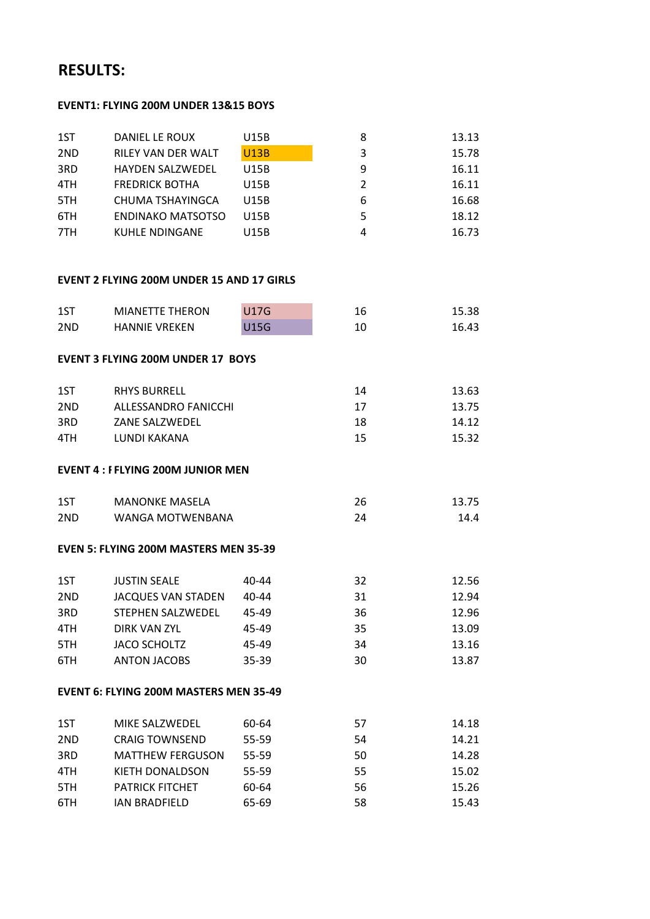# RESULTS:

### EVENT1: FLYING 200M UNDER 13&15 BOYS

| | | | | |
|---|---|---|---|---|
| 1ST | DANIEL LE ROUX | U15B | 8 | 13.13 |
| 2ND | RILEY VAN DER WALT | U13B | 3 | 15.78 |
| 3RD | HAYDEN SALZWEDEL | U15B | 9 | 16.11 |
| 4TH | FREDRICK BOTHA | U15B | 2 | 16.11 |
| 5TH | CHUMA TSHAYINGCA | U15B | 6 | 16.68 |
| 6TH | ENDINAKO MATSOTSO | U15B | 5 | 18.12 |
| 7TH | KUHLE NDINGANE | U15B | 4 | 16.73 |

### EVENT 2 FLYING 200M UNDER 15 AND 17 GIRLS

| | | | | |
|---|---|---|---|---|
| 1ST | MIANETTE THERON | U17G | 16 | 15.38 |
| 2ND | HANNIE VREKEN | U15G | 10 | 16.43 |

### EVENT 3 FLYING 200M UNDER 17 BOYS

| | | | |
|---|---|---|---|
| 1ST | RHYS BURRELL | 14 | 13.63 |
| 2ND | ALLESSANDRO FANICCHI | 17 | 13.75 |
| 3RD | ZANE SALZWEDEL | 18 | 14.12 |
| 4TH | LUNDI KAKANA | 15 | 15.32 |

### EVENT 4 : I FLYING 200M JUNIOR MEN

| | | | |
|---|---|---|---|
| 1ST | MANONKE MASELA | 26 | 13.75 |
| 2ND | WANGA MOTWENBANA | 24 | 14.4 |

### EVEN 5: FLYING 200M MASTERS MEN 35-39

| | | | | |
|---|---|---|---|---|
| 1ST | JUSTIN SEALE | 40-44 | 32 | 12.56 |
| 2ND | JACQUES VAN STADEN | 40-44 | 31 | 12.94 |
| 3RD | STEPHEN SALZWEDEL | 45-49 | 36 | 12.96 |
| 4TH | DIRK VAN ZYL | 45-49 | 35 | 13.09 |
| 5TH | JACO SCHOLTZ | 45-49 | 34 | 13.16 |
| 6TH | ANTON JACOBS | 35-39 | 30 | 13.87 |

### EVENT 6: FLYING 200M MASTERS MEN 35-49

| | | | | |
|---|---|---|---|---|
| 1ST | MIKE SALZWEDEL | 60-64 | 57 | 14.18 |
| 2ND | CRAIG TOWNSEND | 55-59 | 54 | 14.21 |
| 3RD | MATTHEW FERGUSON | 55-59 | 50 | 14.28 |
| 4TH | KIETH DONALDSON | 55-59 | 55 | 15.02 |
| 5TH | PATRICK FITCHET | 60-64 | 56 | 15.26 |
| 6TH | IAN BRADFIELD | 65-69 | 58 | 15.43 |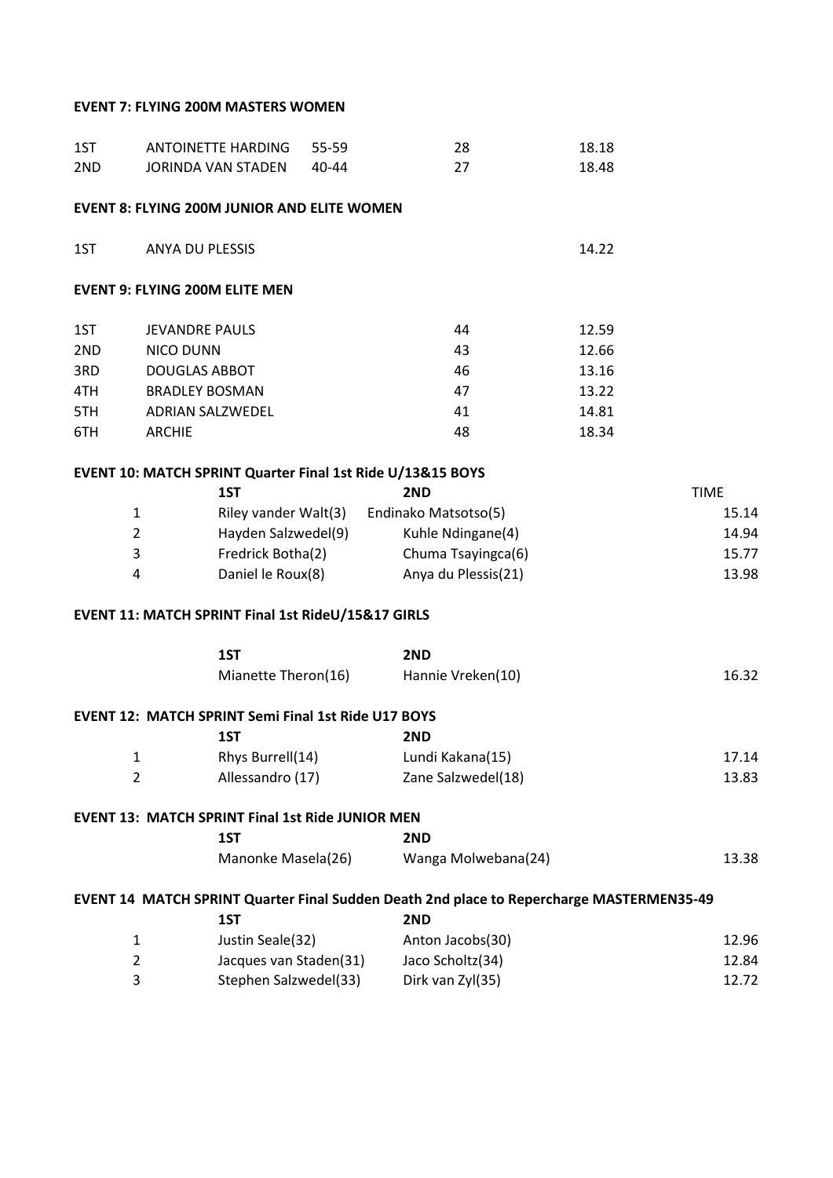**EVENT 7: FLYING 200M MASTERS WOMEN**

| | | | | |
|---|---|---|---|---|
| 1ST | ANTOINETTE HARDING | 55-59 | 28 | 18.18 |
| 2ND | JORINDA VAN STADEN | 40-44 | 27 | 18.48 |

**EVENT 8: FLYING 200M JUNIOR AND ELITE WOMEN**

| | | |
|---|---|---|
| 1ST | ANYA DU PLESSIS | 14.22 |

**EVENT 9: FLYING 200M ELITE MEN**

| | | | |
|---|---|---|---|
| 1ST | JEVANDRE PAULS | 44 | 12.59 |
| 2ND | NICO DUNN | 43 | 12.66 |
| 3RD | DOUGLAS ABBOT | 46 | 13.16 |
| 4TH | BRADLEY BOSMAN | 47 | 13.22 |
| 5TH | ADRIAN SALZWEDEL | 41 | 14.81 |
| 6TH | ARCHIE | 48 | 18.34 |

**EVENT 10: MATCH SPRINT Quarter Final 1st Ride U/13&15 BOYS**

| | 1ST | 2ND | TIME |
|---|---|---|---|
| 1 | Riley vander Walt(3) | Endinako Matsotso(5) | 15.14 |
| 2 | Hayden Salzwedel(9) | Kuhle Ndingane(4) | 14.94 |
| 3 | Fredrick Botha(2) | Chuma Tsayingca(6) | 15.77 |
| 4 | Daniel le Roux(8) | Anya du Plessis(21) | 13.98 |

**EVENT 11: MATCH SPRINT Final 1st RideU/15&17 GIRLS**

| 1ST | 2ND | |
|---|---|---|
| Mianette Theron(16) | Hannie Vreken(10) | 16.32 |

**EVENT 12: MATCH SPRINT Semi Final 1st Ride U17 BOYS**

| | 1ST | 2ND | |
|---|---|---|---|
| 1 | Rhys Burrell(14) | Lundi Kakana(15) | 17.14 |
| 2 | Allessandro (17) | Zane Salzwedel(18) | 13.83 |

**EVENT 13: MATCH SPRINT Final 1st Ride JUNIOR MEN**

| 1ST | 2ND | |
|---|---|---|
| Manonke Masela(26) | Wanga Molwebana(24) | 13.38 |

**EVENT 14 MATCH SPRINT Quarter Final Sudden Death 2nd place to Repercharge MASTERMEN35-49**

| | 1ST | 2ND | |
|---|---|---|---|
| 1 | Justin Seale(32) | Anton Jacobs(30) | 12.96 |
| 2 | Jacques van Staden(31) | Jaco Scholtz(34) | 12.84 |
| 3 | Stephen Salzwedel(33) | Dirk van Zyl(35) | 12.72 |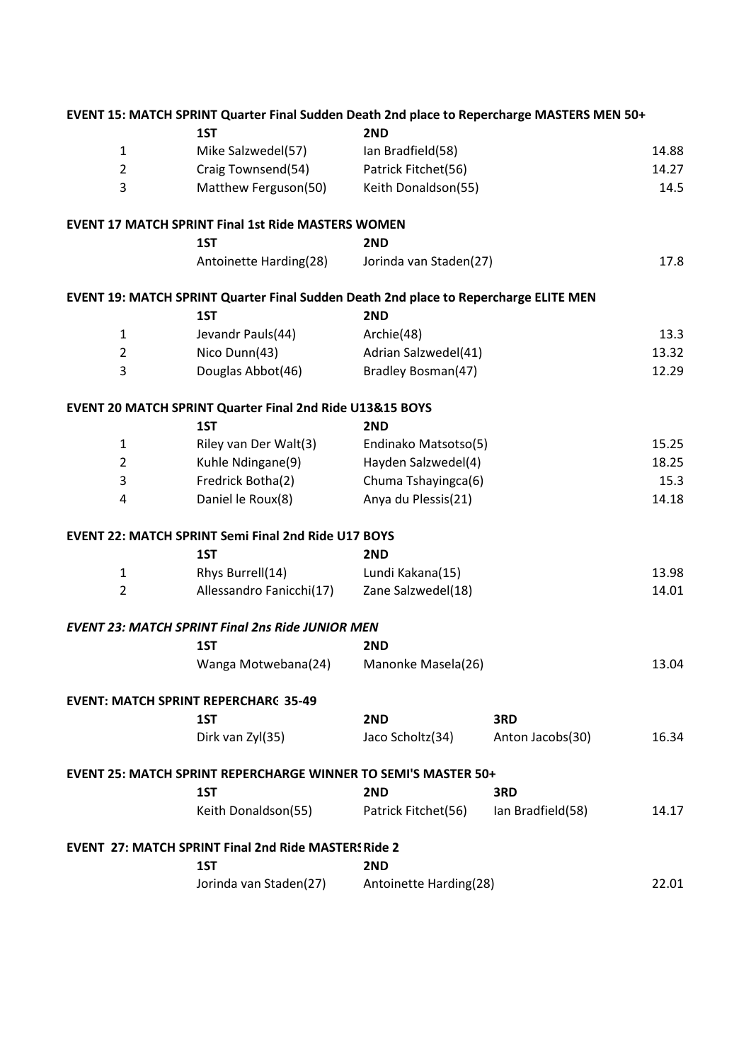**EVENT 15: MATCH SPRINT Quarter Final Sudden Death 2nd place to Repercharge MASTERS MEN 50+**

| | 1ST | 2ND | |
|---|---|---|---|
| 1 | Mike Salzwedel(57) | Ian Bradfield(58) | 14.88 |
| 2 | Craig Townsend(54) | Patrick Fitchet(56) | 14.27 |
| 3 | Matthew Ferguson(50) | Keith Donaldson(55) | 14.5 |

**EVENT 17 MATCH SPRINT Final 1st Ride MASTERS WOMEN**

| | 1ST | 2ND | |
|---|---|---|---|
| | Antoinette Harding(28) | Jorinda van Staden(27) | 17.8 |

**EVENT 19: MATCH SPRINT Quarter Final Sudden Death 2nd place to Repercharge ELITE MEN**

| | 1ST | 2ND | |
|---|---|---|---|
| 1 | Jevandr Pauls(44) | Archie(48) | 13.3 |
| 2 | Nico Dunn(43) | Adrian Salzwedel(41) | 13.32 |
| 3 | Douglas Abbot(46) | Bradley Bosman(47) | 12.29 |

**EVENT 20 MATCH SPRINT Quarter Final 2nd Ride U13&15 BOYS**

| | 1ST | 2ND | |
|---|---|---|---|
| 1 | Riley van Der Walt(3) | Endinako Matsotso(5) | 15.25 |
| 2 | Kuhle Ndingane(9) | Hayden Salzwedel(4) | 18.25 |
| 3 | Fredrick Botha(2) | Chuma Tshayingca(6) | 15.3 |
| 4 | Daniel le Roux(8) | Anya du Plessis(21) | 14.18 |

**EVENT 22: MATCH SPRINT Semi Final 2nd Ride U17 BOYS**

| | 1ST | 2ND | |
|---|---|---|---|
| 1 | Rhys Burrell(14) | Lundi Kakana(15) | 13.98 |
| 2 | Allessandro Fanicchi(17) | Zane Salzwedel(18) | 14.01 |

***EVENT 23: MATCH SPRINT Final 2ns Ride JUNIOR MEN***

| | 1ST | 2ND | |
|---|---|---|---|
| | Wanga Motwebana(24) | Manonke Masela(26) | 13.04 |

**EVENT: MATCH SPRINT REPERCHARG 35-49**

| | 1ST | 2ND | 3RD | |
|---|---|---|---|---|
| | Dirk van Zyl(35) | Jaco Scholtz(34) | Anton Jacobs(30) | 16.34 |

**EVENT 25: MATCH SPRINT REPERCHARGE WINNER TO SEMI'S MASTER 50+**

| | 1ST | 2ND | 3RD | |
|---|---|---|---|---|
| | Keith Donaldson(55) | Patrick Fitchet(56) | Ian Bradfield(58) | 14.17 |

**EVENT 27: MATCH SPRINT Final 2nd Ride MASTERS Ride 2**

| | 1ST | 2ND | |
|---|---|---|---|
| | Jorinda van Staden(27) | Antoinette Harding(28) | 22.01 |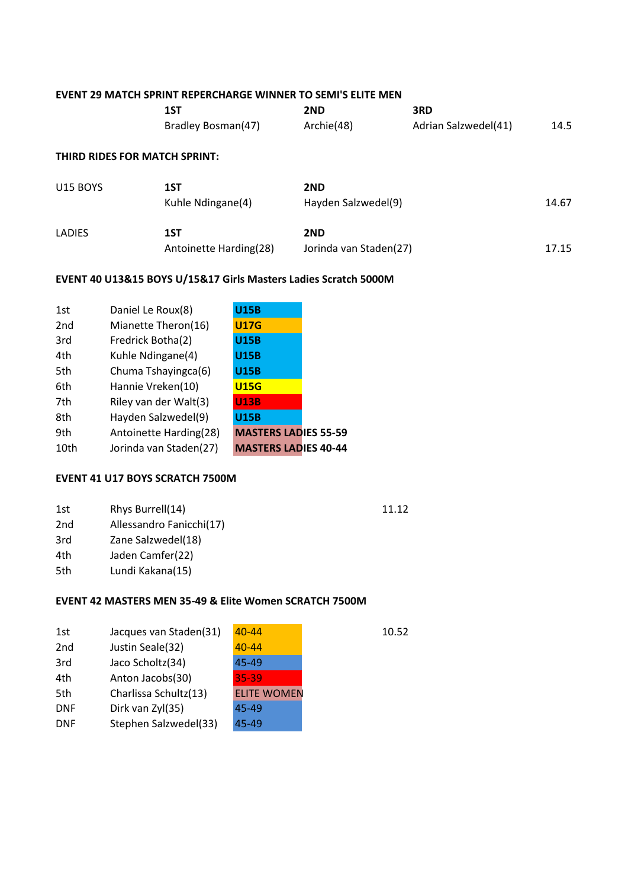**EVENT 29 MATCH SPRINT REPERCHARGE WINNER TO SEMI'S ELITE MEN**

| | 1ST | 2ND | 3RD | |
|---|---|---|---|---|
| | Bradley Bosman(47) | Archie(48) | Adrian Salzwedel(41) | 14.5 |

**THIRD RIDES FOR MATCH SPRINT:**

| | 1ST | 2ND | |
|---|---|---|---|
| U15 BOYS | Kuhle Ndingane(4) | Hayden Salzwedel(9) | 14.67 |
| LADIES | Antoinette Harding(28) | Jorinda van Staden(27) | 17.15 |

**EVENT 40 U13&15 BOYS U/15&17 Girls Masters Ladies Scratch 5000M**

| | | |
|---|---|---|
| 1st | Daniel Le Roux(8) | **U15B** |
| 2nd | Mianette Theron(16) | **U17G** |
| 3rd | Fredrick Botha(2) | **U15B** |
| 4th | Kuhle Ndingane(4) | **U15B** |
| 5th | Chuma Tshayingca(6) | **U15B** |
| 6th | Hannie Vreken(10) | **U15G** |
| 7th | Riley van der Walt(3) | **U13B** |
| 8th | Hayden Salzwedel(9) | **U15B** |
| 9th | Antoinette Harding(28) | **MASTERS LADIES 55-59** |
| 10th | Jorinda van Staden(27) | **MASTERS LADIES 40-44** |

**EVENT 41 U17 BOYS SCRATCH 7500M**

| | | |
|---|---|---|
| 1st | Rhys Burrell(14) | 11.12 |
| 2nd | Allessandro Fanicchi(17) | |
| 3rd | Zane Salzwedel(18) | |
| 4th | Jaden Camfer(22) | |
| 5th | Lundi Kakana(15) | |

**EVENT 42 MASTERS MEN 35-49 & Elite Women SCRATCH 7500M**

| | | | |
|---|---|---|---|
| 1st | Jacques van Staden(31) | 40-44 | 10.52 |
| 2nd | Justin Seale(32) | 40-44 | |
| 3rd | Jaco Scholtz(34) | 45-49 | |
| 4th | Anton Jacobs(30) | 35-39 | |
| 5th | Charlissa Schultz(13) | ELITE WOMEN | |
| DNF | Dirk van Zyl(35) | 45-49 | |
| DNF | Stephen Salzwedel(33) | 45-49 | |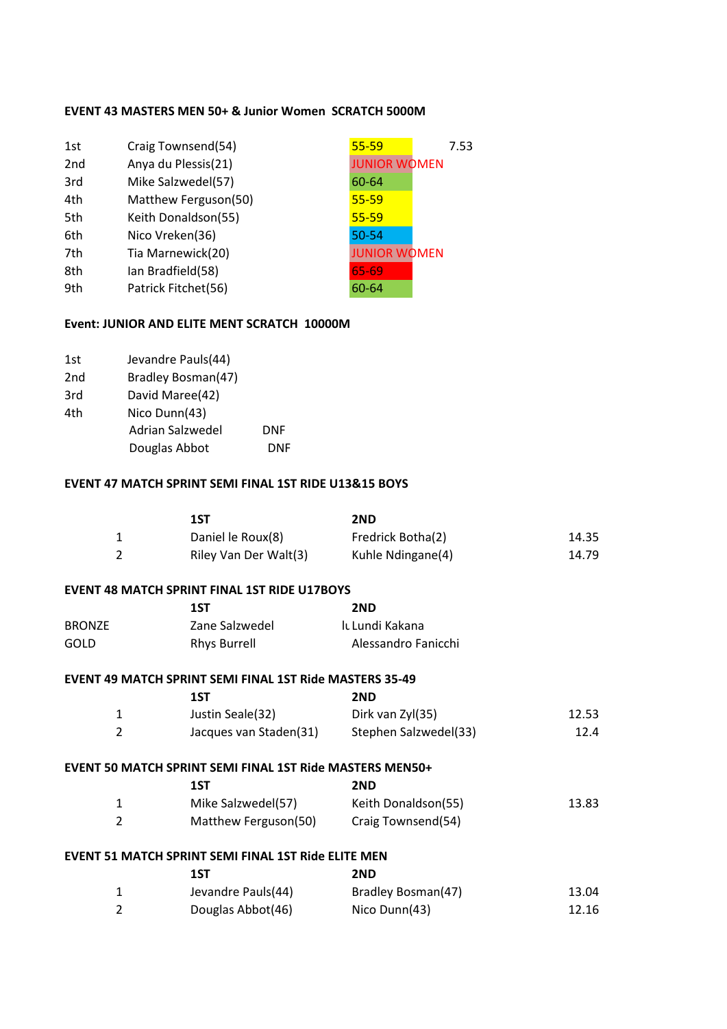**EVENT 43 MASTERS MEN 50+ & Junior Women SCRATCH 5000M**

| | | | |
|---|---|---|---|
| 1st | Craig Townsend(54) | 55-59 | 7.53 |
| 2nd | Anya du Plessis(21) | JUNIOR WOMEN | |
| 3rd | Mike Salzwedel(57) | 60-64 | |
| 4th | Matthew Ferguson(50) | 55-59 | |
| 5th | Keith Donaldson(55) | 55-59 | |
| 6th | Nico Vreken(36) | 50-54 | |
| 7th | Tia Marnewick(20) | JUNIOR WOMEN | |
| 8th | Ian Bradfield(58) | 65-69 | |
| 9th | Patrick Fitchet(56) | 60-64 | |

**Event: JUNIOR AND ELITE MENT SCRATCH 10000M**

| | | |
|---|---|---|
| 1st | Jevandre Pauls(44) | |
| 2nd | Bradley Bosman(47) | |
| 3rd | David Maree(42) | |
| 4th | Nico Dunn(43) | |
| | Adrian Salzwedel | DNF |
| | Douglas Abbot | DNF |

**EVENT 47 MATCH SPRINT SEMI FINAL 1ST RIDE U13&15 BOYS**

| | 1ST | 2ND | |
|---|---|---|---|
| 1 | Daniel le Roux(8) | Fredrick Botha(2) | 14.35 |
| 2 | Riley Van Der Walt(3) | Kuhle Ndingane(4) | 14.79 |

**EVENT 48 MATCH SPRINT FINAL 1ST RIDE U17BOYS**

| | 1ST | 2ND |
|---|---|---|
| BRONZE | Zane Salzwedel | Lundi Kakana |
| GOLD | Rhys Burrell | Alessandro Fanicchi |

**EVENT 49 MATCH SPRINT SEMI FINAL 1ST Ride MASTERS 35-49**

| | 1ST | 2ND | |
|---|---|---|---|
| 1 | Justin Seale(32) | Dirk van Zyl(35) | 12.53 |
| 2 | Jacques van Staden(31) | Stephen Salzwedel(33) | 12.4 |

**EVENT 50 MATCH SPRINT SEMI FINAL 1ST Ride MASTERS MEN50+**

| | 1ST | 2ND | |
|---|---|---|---|
| 1 | Mike Salzwedel(57) | Keith Donaldson(55) | 13.83 |
| 2 | Matthew Ferguson(50) | Craig Townsend(54) | |

**EVENT 51 MATCH SPRINT SEMI FINAL 1ST Ride ELITE MEN**

| | 1ST | 2ND | |
|---|---|---|---|
| 1 | Jevandre Pauls(44) | Bradley Bosman(47) | 13.04 |
| 2 | Douglas Abbot(46) | Nico Dunn(43) | 12.16 |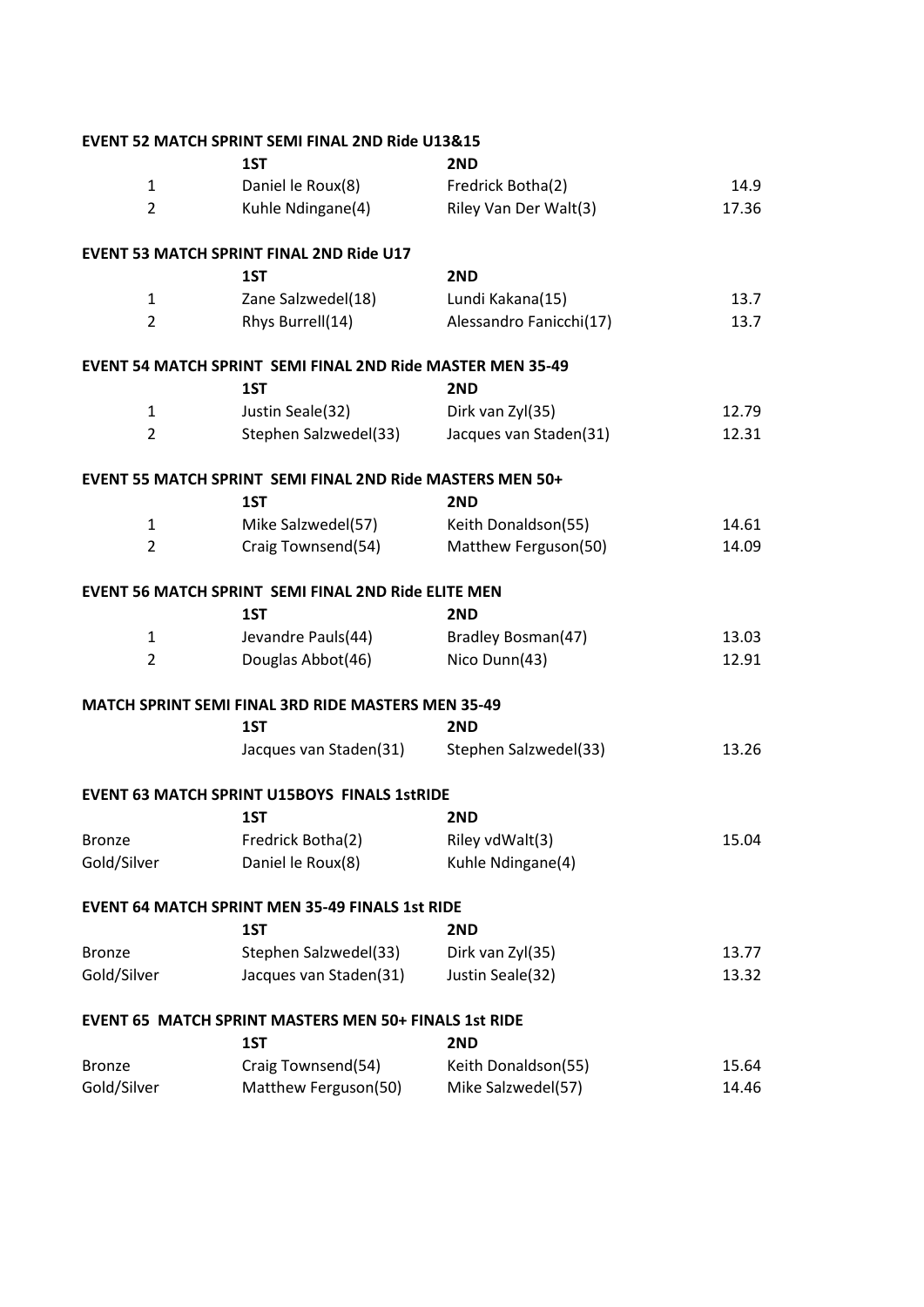**EVENT 52 MATCH SPRINT SEMI FINAL 2ND Ride U13&15**

| | 1ST | 2ND | |
|---|---|---|---|
| 1 | Daniel le Roux(8) | Fredrick Botha(2) | 14.9 |
| 2 | Kuhle Ndingane(4) | Riley Van Der Walt(3) | 17.36 |

**EVENT 53 MATCH SPRINT FINAL 2ND Ride U17**

| | 1ST | 2ND | |
|---|---|---|---|
| 1 | Zane Salzwedel(18) | Lundi Kakana(15) | 13.7 |
| 2 | Rhys Burrell(14) | Alessandro Fanicchi(17) | 13.7 |

**EVENT 54 MATCH SPRINT SEMI FINAL 2ND Ride MASTER MEN 35-49**

| | 1ST | 2ND | |
|---|---|---|---|
| 1 | Justin Seale(32) | Dirk van Zyl(35) | 12.79 |
| 2 | Stephen Salzwedel(33) | Jacques van Staden(31) | 12.31 |

**EVENT 55 MATCH SPRINT SEMI FINAL 2ND Ride MASTERS MEN 50+**

| | 1ST | 2ND | |
|---|---|---|---|
| 1 | Mike Salzwedel(57) | Keith Donaldson(55) | 14.61 |
| 2 | Craig Townsend(54) | Matthew Ferguson(50) | 14.09 |

**EVENT 56 MATCH SPRINT SEMI FINAL 2ND Ride ELITE MEN**

| | 1ST | 2ND | |
|---|---|---|---|
| 1 | Jevandre Pauls(44) | Bradley Bosman(47) | 13.03 |
| 2 | Douglas Abbot(46) | Nico Dunn(43) | 12.91 |

**MATCH SPRINT SEMI FINAL 3RD RIDE MASTERS MEN 35-49**

| | 1ST | 2ND | |
|---|---|---|---|
| | Jacques van Staden(31) | Stephen Salzwedel(33) | 13.26 |

**EVENT 63 MATCH SPRINT U15BOYS FINALS 1stRIDE**

| | 1ST | 2ND | |
|---|---|---|---|
| Bronze | Fredrick Botha(2) | Riley vdWalt(3) | 15.04 |
| Gold/Silver | Daniel le Roux(8) | Kuhle Ndingane(4) | |

**EVENT 64 MATCH SPRINT MEN 35-49 FINALS 1st RIDE**

| | 1ST | 2ND | |
|---|---|---|---|
| Bronze | Stephen Salzwedel(33) | Dirk van Zyl(35) | 13.77 |
| Gold/Silver | Jacques van Staden(31) | Justin Seale(32) | 13.32 |

**EVENT 65 MATCH SPRINT MASTERS MEN 50+ FINALS 1st RIDE**

| | 1ST | 2ND | |
|---|---|---|---|
| Bronze | Craig Townsend(54) | Keith Donaldson(55) | 15.64 |
| Gold/Silver | Matthew Ferguson(50) | Mike Salzwedel(57) | 14.46 |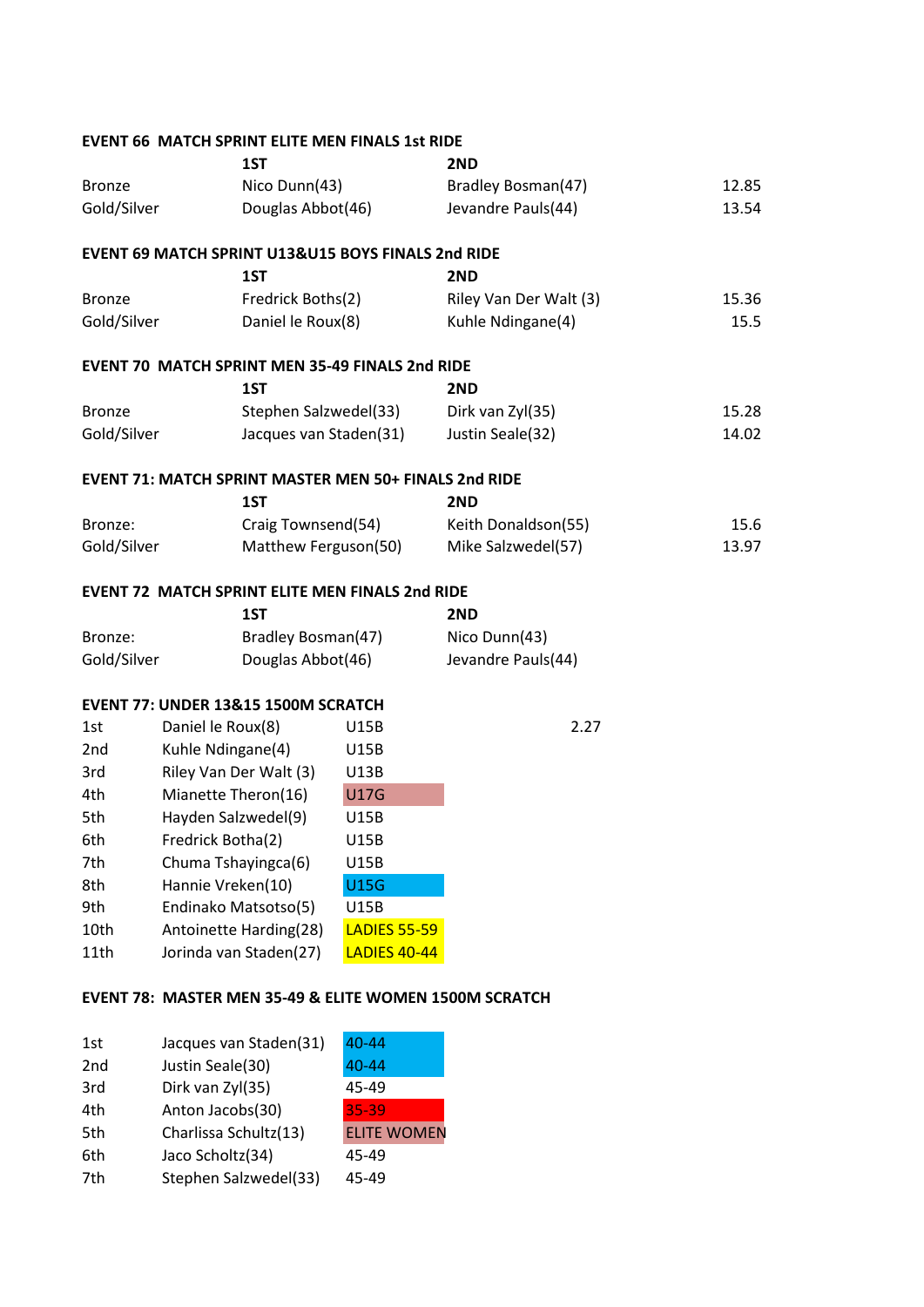**EVENT 66 MATCH SPRINT ELITE MEN FINALS 1st RIDE**

| | 1ST | 2ND | |
|---|---|---|---|
| Bronze | Nico Dunn(43) | Bradley Bosman(47) | 12.85 |
| Gold/Silver | Douglas Abbot(46) | Jevandre Pauls(44) | 13.54 |

**EVENT 69 MATCH SPRINT U13&U15 BOYS FINALS 2nd RIDE**

| | 1ST | 2ND | |
|---|---|---|---|
| Bronze | Fredrick Boths(2) | Riley Van Der Walt (3) | 15.36 |
| Gold/Silver | Daniel le Roux(8) | Kuhle Ndingane(4) | 15.5 |

**EVENT 70 MATCH SPRINT MEN 35-49 FINALS 2nd RIDE**

| | 1ST | 2ND | |
|---|---|---|---|
| Bronze | Stephen Salzwedel(33) | Dirk van Zyl(35) | 15.28 |
| Gold/Silver | Jacques van Staden(31) | Justin Seale(32) | 14.02 |

**EVENT 71: MATCH SPRINT MASTER MEN 50+ FINALS 2nd RIDE**

| | 1ST | 2ND | |
|---|---|---|---|
| Bronze: | Craig Townsend(54) | Keith Donaldson(55) | 15.6 |
| Gold/Silver | Matthew Ferguson(50) | Mike Salzwedel(57) | 13.97 |

**EVENT 72 MATCH SPRINT ELITE MEN FINALS 2nd RIDE**

| | 1ST | 2ND |
|---|---|---|
| Bronze: | Bradley Bosman(47) | Nico Dunn(43) |
| Gold/Silver | Douglas Abbot(46) | Jevandre Pauls(44) |

**EVENT 77: UNDER 13&15 1500M SCRATCH**

| | | | |
|---|---|---|---|
| 1st | Daniel le Roux(8) | U15B | 2.27 |
| 2nd | Kuhle Ndingane(4) | U15B | |
| 3rd | Riley Van Der Walt (3) | U13B | |
| 4th | Mianette Theron(16) | U17G | |
| 5th | Hayden Salzwedel(9) | U15B | |
| 6th | Fredrick Botha(2) | U15B | |
| 7th | Chuma Tshayingca(6) | U15B | |
| 8th | Hannie Vreken(10) | U15G | |
| 9th | Endinako Matsotso(5) | U15B | |
| 10th | Antoinette Harding(28) | LADIES 55-59 | |
| 11th | Jorinda van Staden(27) | LADIES 40-44 | |

**EVENT 78: MASTER MEN 35-49 & ELITE WOMEN 1500M SCRATCH**

| | | |
|---|---|---|
| 1st | Jacques van Staden(31) | 40-44 |
| 2nd | Justin Seale(30) | 40-44 |
| 3rd | Dirk van Zyl(35) | 45-49 |
| 4th | Anton Jacobs(30) | 35-39 |
| 5th | Charlissa Schultz(13) | ELITE WOMEN |
| 6th | Jaco Scholtz(34) | 45-49 |
| 7th | Stephen Salzwedel(33) | 45-49 |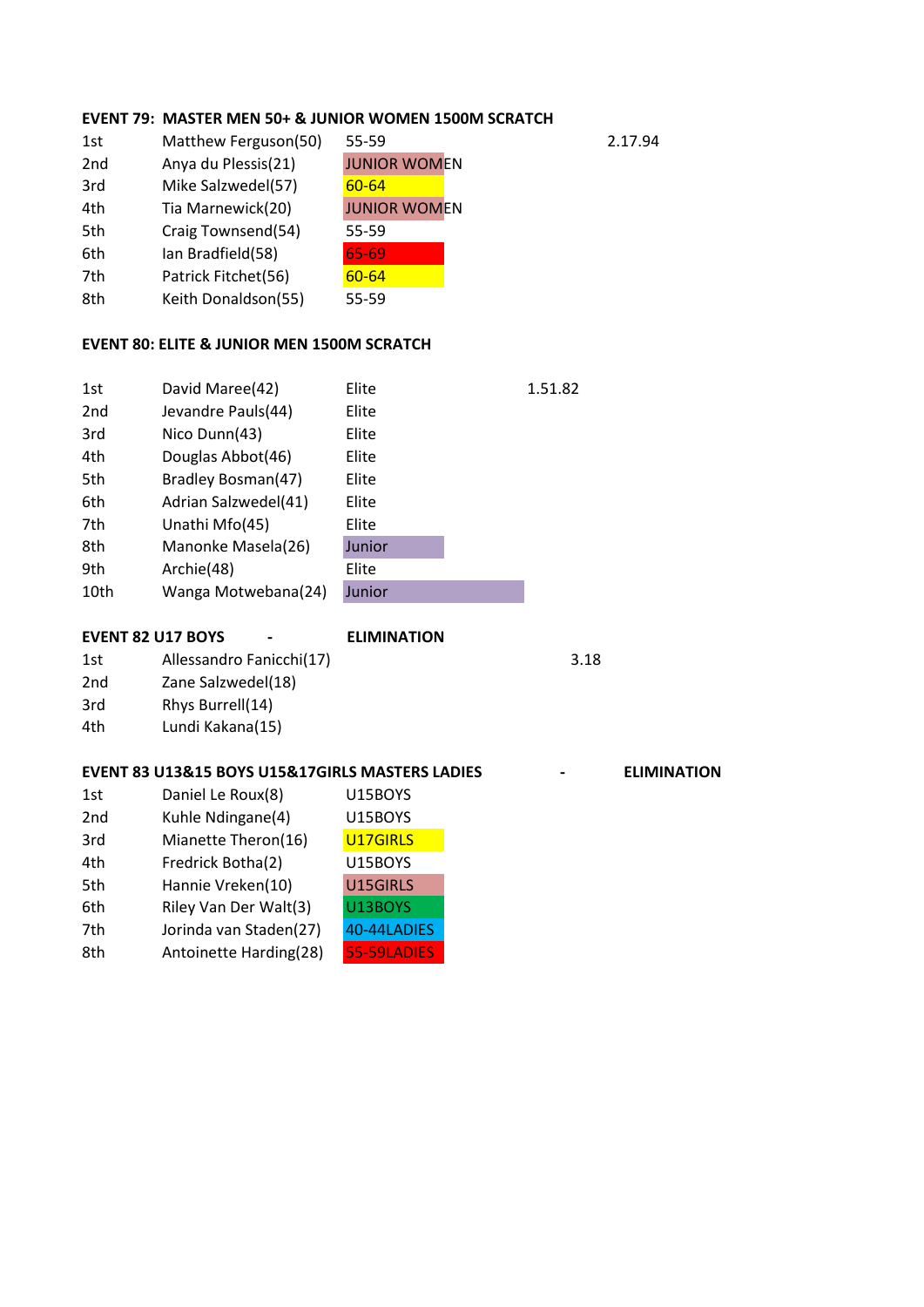**EVENT 79: MASTER MEN 50+ & JUNIOR WOMEN 1500M SCRATCH**

| | | | |
|---|---|---|---|
| 1st | Matthew Ferguson(50) | 55-59 | 2.17.94 |
| 2nd | Anya du Plessis(21) | JUNIOR WOMEN | |
| 3rd | Mike Salzwedel(57) | 60-64 | |
| 4th | Tia Marnewick(20) | JUNIOR WOMEN | |
| 5th | Craig Townsend(54) | 55-59 | |
| 6th | Ian Bradfield(58) | 65-69 | |
| 7th | Patrick Fitchet(56) | 60-64 | |
| 8th | Keith Donaldson(55) | 55-59 | |

**EVENT 80: ELITE & JUNIOR MEN 1500M SCRATCH**

| | | | |
|---|---|---|---|
| 1st | David Maree(42) | Elite | 1.51.82 |
| 2nd | Jevandre Pauls(44) | Elite | |
| 3rd | Nico Dunn(43) | Elite | |
| 4th | Douglas Abbot(46) | Elite | |
| 5th | Bradley Bosman(47) | Elite | |
| 6th | Adrian Salzwedel(41) | Elite | |
| 7th | Unathi Mfo(45) | Elite | |
| 8th | Manonke Masela(26) | Junior | |
| 9th | Archie(48) | Elite | |
| 10th | Wanga Motwebana(24) | Junior | |

**EVENT 82 U17 BOYS - ELIMINATION**

| | | |
|---|---|---|
| 1st | Allessandro Fanicchi(17) | 3.18 |
| 2nd | Zane Salzwedel(18) | |
| 3rd | Rhys Burrell(14) | |
| 4th | Lundi Kakana(15) | |

**EVENT 83 U13&15 BOYS U15&17GIRLS MASTERS LADIES - ELIMINATION**

| | | |
|---|---|---|
| 1st | Daniel Le Roux(8) | U15BOYS |
| 2nd | Kuhle Ndingane(4) | U15BOYS |
| 3rd | Mianette Theron(16) | U17GIRLS |
| 4th | Fredrick Botha(2) | U15BOYS |
| 5th | Hannie Vreken(10) | U15GIRLS |
| 6th | Riley Van Der Walt(3) | U13BOYS |
| 7th | Jorinda van Staden(27) | 40-44LADIES |
| 8th | Antoinette Harding(28) | 55-59LADIES |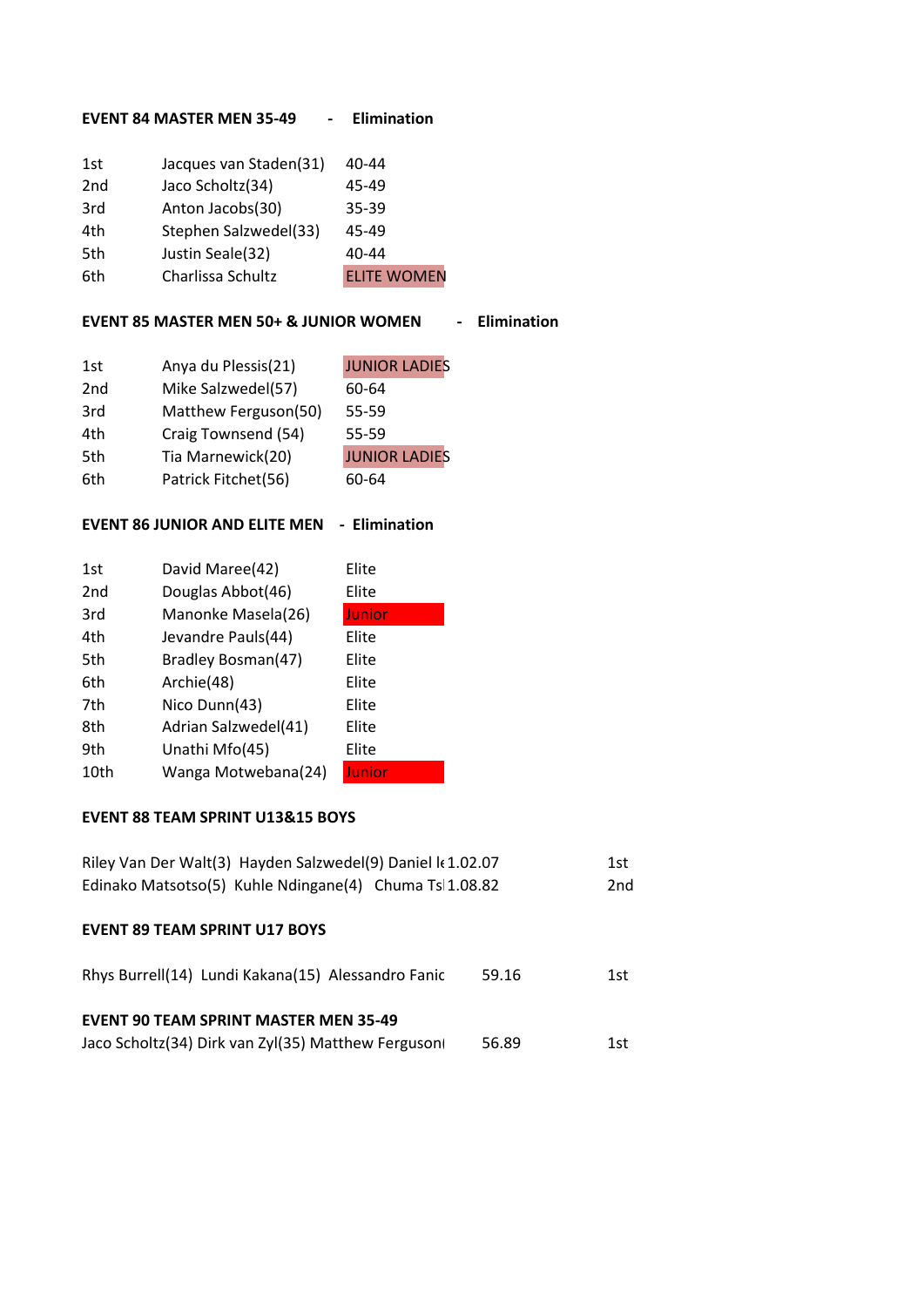**EVENT 84 MASTER MEN 35-49 - Elimination**

| | | |
|---|---|---|
| 1st | Jacques van Staden(31) | 40-44 |
| 2nd | Jaco Scholtz(34) | 45-49 |
| 3rd | Anton Jacobs(30) | 35-39 |
| 4th | Stephen Salzwedel(33) | 45-49 |
| 5th | Justin Seale(32) | 40-44 |
| 6th | Charlissa Schultz | ELITE WOMEN |

**EVENT 85 MASTER MEN 50+ & JUNIOR WOMEN - Elimination**

| | | |
|---|---|---|
| 1st | Anya du Plessis(21) | JUNIOR LADIES |
| 2nd | Mike Salzwedel(57) | 60-64 |
| 3rd | Matthew Ferguson(50) | 55-59 |
| 4th | Craig Townsend (54) | 55-59 |
| 5th | Tia Marnewick(20) | JUNIOR LADIES |
| 6th | Patrick Fitchet(56) | 60-64 |

**EVENT 86 JUNIOR AND ELITE MEN - Elimination**

| | | |
|---|---|---|
| 1st | David Maree(42) | Elite |
| 2nd | Douglas Abbot(46) | Elite |
| 3rd | Manonke Masela(26) | Junior |
| 4th | Jevandre Pauls(44) | Elite |
| 5th | Bradley Bosman(47) | Elite |
| 6th | Archie(48) | Elite |
| 7th | Nico Dunn(43) | Elite |
| 8th | Adrian Salzwedel(41) | Elite |
| 9th | Unathi Mfo(45) | Elite |
| 10th | Wanga Motwebana(24) | Junior |

**EVENT 88 TEAM SPRINT U13&15 BOYS**

| | | |
|---|---|---|
| Riley Van Der Walt(3) Hayden Salzwedel(9) Daniel l | 1.02.07 | 1st |
| Edinako Matsotso(5) Kuhle Ndingane(4) Chuma Ts | 1.08.82 | 2nd |

**EVENT 89 TEAM SPRINT U17 BOYS**

| | | |
|---|---|---|
| Rhys Burrell(14) Lundi Kakana(15) Alessandro Fanic | 59.16 | 1st |

**EVENT 90 TEAM SPRINT MASTER MEN 35-49**

| | | |
|---|---|---|
| Jaco Scholtz(34) Dirk van Zyl(35) Matthew Ferguson | 56.89 | 1st |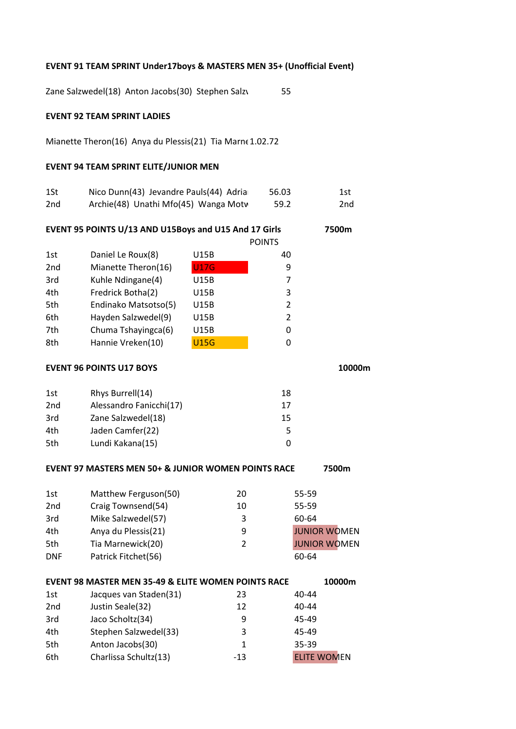**EVENT 91 TEAM SPRINT Under17boys & MASTERS MEN 35+ (Unofficial Event)**

| | |
|---|---|
| Zane Salzwedel(18) Anton Jacobs(30) Stephen Salzv | 55 |

**EVENT 92 TEAM SPRINT LADIES**

| | |
|---|---|
| Mianette Theron(16) Anya du Plessis(21) Tia Marne | 1.02.72 |

**EVENT 94 TEAM SPRINT ELITE/JUNIOR MEN**

| | | | |
|---|---|---|---|
| 1St | Nico Dunn(43) Jevandre Pauls(44) Adria | 56.03 | 1st |
| 2nd | Archie(48) Unathi Mfo(45) Wanga Motv | 59.2 | 2nd |

**EVENT 95 POINTS U/13 AND U15Boys and U15 And 17 Girls** **7500m**

| | | | POINTS |
|---|---|---|---|
| 1st | Daniel Le Roux(8) | U15B | 40 |
| 2nd | Mianette Theron(16) | U17G | 9 |
| 3rd | Kuhle Ndingane(4) | U15B | 7 |
| 4th | Fredrick Botha(2) | U15B | 3 |
| 5th | Endinako Matsotso(5) | U15B | 2 |
| 6th | Hayden Salzwedel(9) | U15B | 2 |
| 7th | Chuma Tshayingca(6) | U15B | 0 |
| 8th | Hannie Vreken(10) | U15G | 0 |

**EVENT 96 POINTS U17 BOYS** **10000m**

| | | |
|---|---|---|
| 1st | Rhys Burrell(14) | 18 |
| 2nd | Alessandro Fanicchi(17) | 17 |
| 3rd | Zane Salzwedel(18) | 15 |
| 4th | Jaden Camfer(22) | 5 |
| 5th | Lundi Kakana(15) | 0 |

**EVENT 97 MASTERS MEN 50+ & JUNIOR WOMEN POINTS RACE** **7500m**

| | | | |
|---|---|---|---|
| 1st | Matthew Ferguson(50) | 20 | 55-59 |
| 2nd | Craig Townsend(54) | 10 | 55-59 |
| 3rd | Mike Salzwedel(57) | 3 | 60-64 |
| 4th | Anya du Plessis(21) | 9 | JUNIOR WOMEN |
| 5th | Tia Marnewick(20) | 2 | JUNIOR WOMEN |
| DNF | Patrick Fitchet(56) | | 60-64 |

**EVENT 98 MASTER MEN 35-49 & ELITE WOMEN POINTS RACE** **10000m**

| | | | |
|---|---|---|---|
| 1st | Jacques van Staden(31) | 23 | 40-44 |
| 2nd | Justin Seale(32) | 12 | 40-44 |
| 3rd | Jaco Scholtz(34) | 9 | 45-49 |
| 4th | Stephen Salzwedel(33) | 3 | 45-49 |
| 5th | Anton Jacobs(30) | 1 | 35-39 |
| 6th | Charlissa Schultz(13) | -13 | ELITE WOMEN |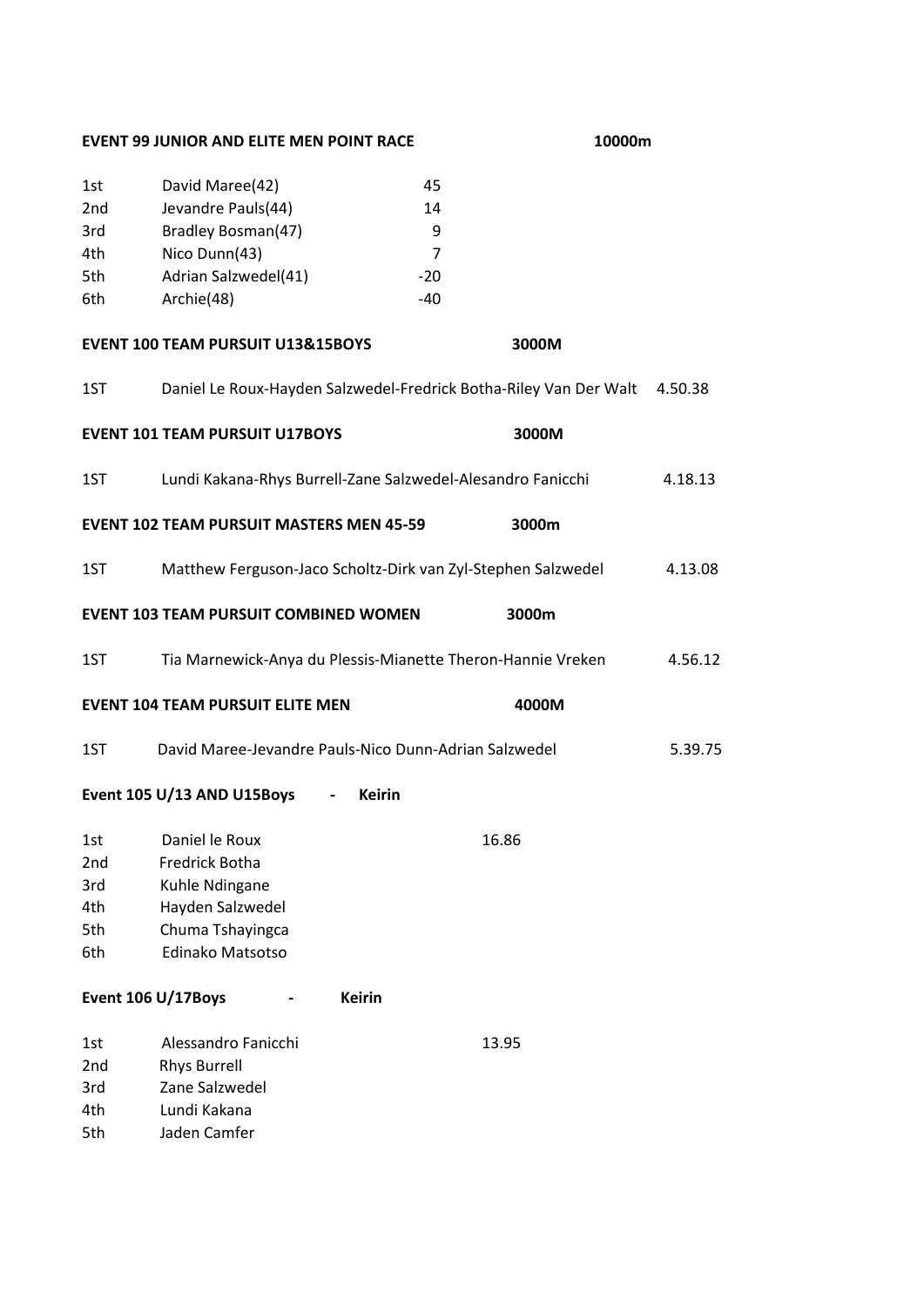**EVENT 99 JUNIOR AND ELITE MEN POINT RACE** **10000m**

| | | |
|---|---|---|
| 1st | David Maree(42) | 45 |
| 2nd | Jevandre Pauls(44) | 14 |
| 3rd | Bradley Bosman(47) | 9 |
| 4th | Nico Dunn(43) | 7 |
| 5th | Adrian Salzwedel(41) | -20 |
| 6th | Archie(48) | -40 |

**EVENT 100 TEAM PURSUIT U13&15BOYS** **3000M**

| | | |
|---|---|---|
| 1ST | Daniel Le Roux-Hayden Salzwedel-Fredrick Botha-Riley Van Der Walt | 4.50.38 |

**EVENT 101 TEAM PURSUIT U17BOYS** **3000M**

| | | |
|---|---|---|
| 1ST | Lundi Kakana-Rhys Burrell-Zane Salzwedel-Alesandro Fanicchi | 4.18.13 |

**EVENT 102 TEAM PURSUIT MASTERS MEN 45-59** **3000m**

| | | |
|---|---|---|
| 1ST | Matthew Ferguson-Jaco Scholtz-Dirk van Zyl-Stephen Salzwedel | 4.13.08 |

**EVENT 103 TEAM PURSUIT COMBINED WOMEN** **3000m**

| | | |
|---|---|---|
| 1ST | Tia Marnewick-Anya du Plessis-Mianette Theron-Hannie Vreken | 4.56.12 |

**EVENT 104 TEAM PURSUIT ELITE MEN** **4000M**

| | | |
|---|---|---|
| 1ST | David Maree-Jevandre Pauls-Nico Dunn-Adrian Salzwedel | 5.39.75 |

**Event 105 U/13 AND U15Boys - Keirin**

| | | |
|---|---|---|
| 1st | Daniel le Roux | 16.86 |
| 2nd | Fredrick Botha | |
| 3rd | Kuhle Ndingane | |
| 4th | Hayden Salzwedel | |
| 5th | Chuma Tshayingca | |
| 6th | Edinako Matsotso | |

**Event 106 U/17Boys - Keirin**

| | | |
|---|---|---|
| 1st | Alessandro Fanicchi | 13.95 |
| 2nd | Rhys Burrell | |
| 3rd | Zane Salzwedel | |
| 4th | Lundi Kakana | |
| 5th | Jaden Camfer | |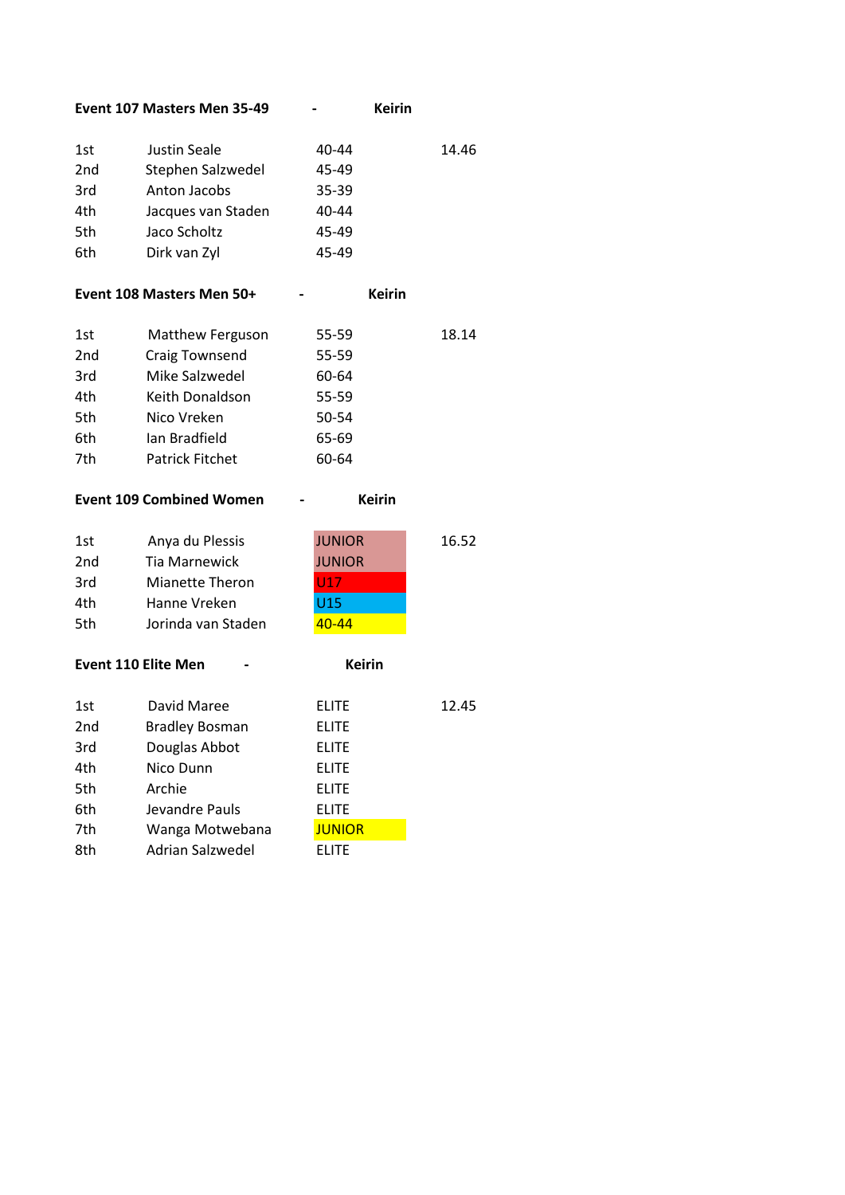**Event 107 Masters Men 35-49 - Keirin**

| | | | |
|---|---|---|---|
| 1st | Justin Seale | 40-44 | 14.46 |
| 2nd | Stephen Salzwedel | 45-49 | |
| 3rd | Anton Jacobs | 35-39 | |
| 4th | Jacques van Staden | 40-44 | |
| 5th | Jaco Scholtz | 45-49 | |
| 6th | Dirk van Zyl | 45-49 | |

**Event 108 Masters Men 50+ - Keirin**

| | | | |
|---|---|---|---|
| 1st | Matthew Ferguson | 55-59 | 18.14 |
| 2nd | Craig Townsend | 55-59 | |
| 3rd | Mike Salzwedel | 60-64 | |
| 4th | Keith Donaldson | 55-59 | |
| 5th | Nico Vreken | 50-54 | |
| 6th | Ian Bradfield | 65-69 | |
| 7th | Patrick Fitchet | 60-64 | |

**Event 109 Combined Women - Keirin**

| | | | |
|---|---|---|---|
| 1st | Anya du Plessis | JUNIOR | 16.52 |
| 2nd | Tia Marnewick | JUNIOR | |
| 3rd | Mianette Theron | U17 | |
| 4th | Hanne Vreken | U15 | |
| 5th | Jorinda van Staden | 40-44 | |

**Event 110 Elite Men - Keirin**

| | | | |
|---|---|---|---|
| 1st | David Maree | ELITE | 12.45 |
| 2nd | Bradley Bosman | ELITE | |
| 3rd | Douglas Abbot | ELITE | |
| 4th | Nico Dunn | ELITE | |
| 5th | Archie | ELITE | |
| 6th | Jevandre Pauls | ELITE | |
| 7th | Wanga Motwebana | JUNIOR | |
| 8th | Adrian Salzwedel | ELITE | |